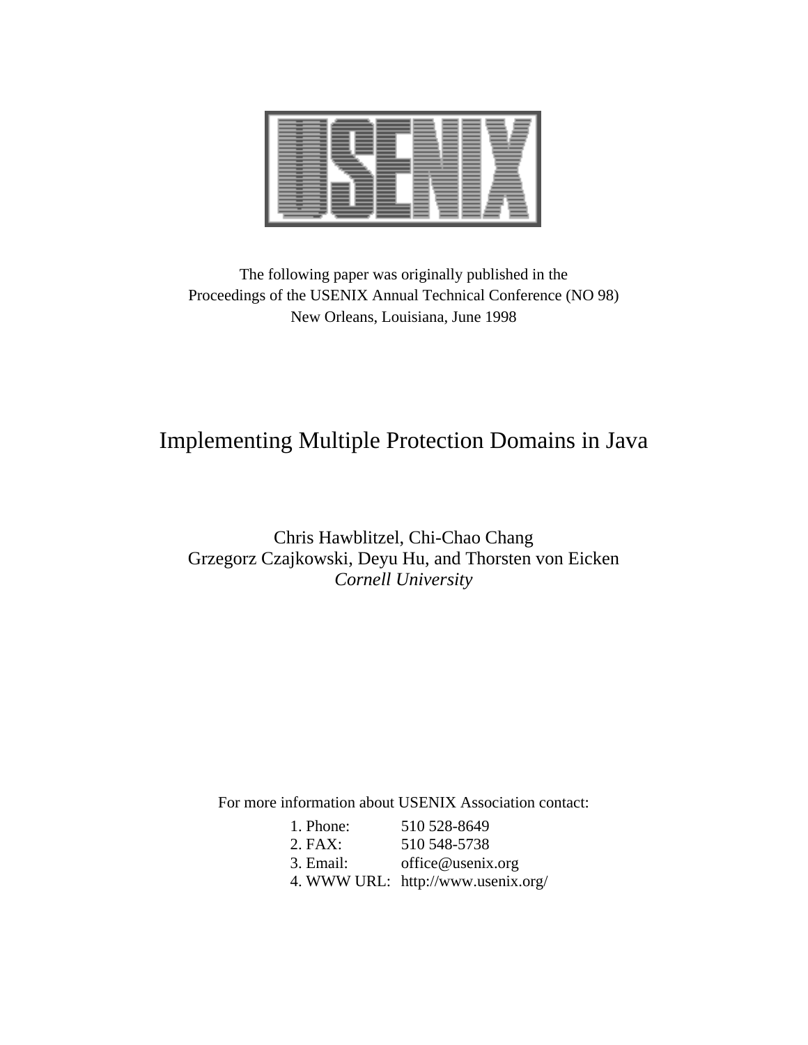The following paper was originally published in the
Proceedings of the USENIX Annual Technical Conference (NO 98)
New Orleans, Louisiana, June 1998

# Implementing Multiple Protection Domains in Java

Chris Hawblitzel, Chi-Chao Chang
Grzegorz Czajkowski, Deyu Hu, and Thorsten von Eicken
*Cornell University*

For more information about USENIX Association contact:

1. Phone: 510 528-8649
2. FAX: 510 548-5738
3. Email: office@usenix.org
4. WWW URL: http://www.usenix.org/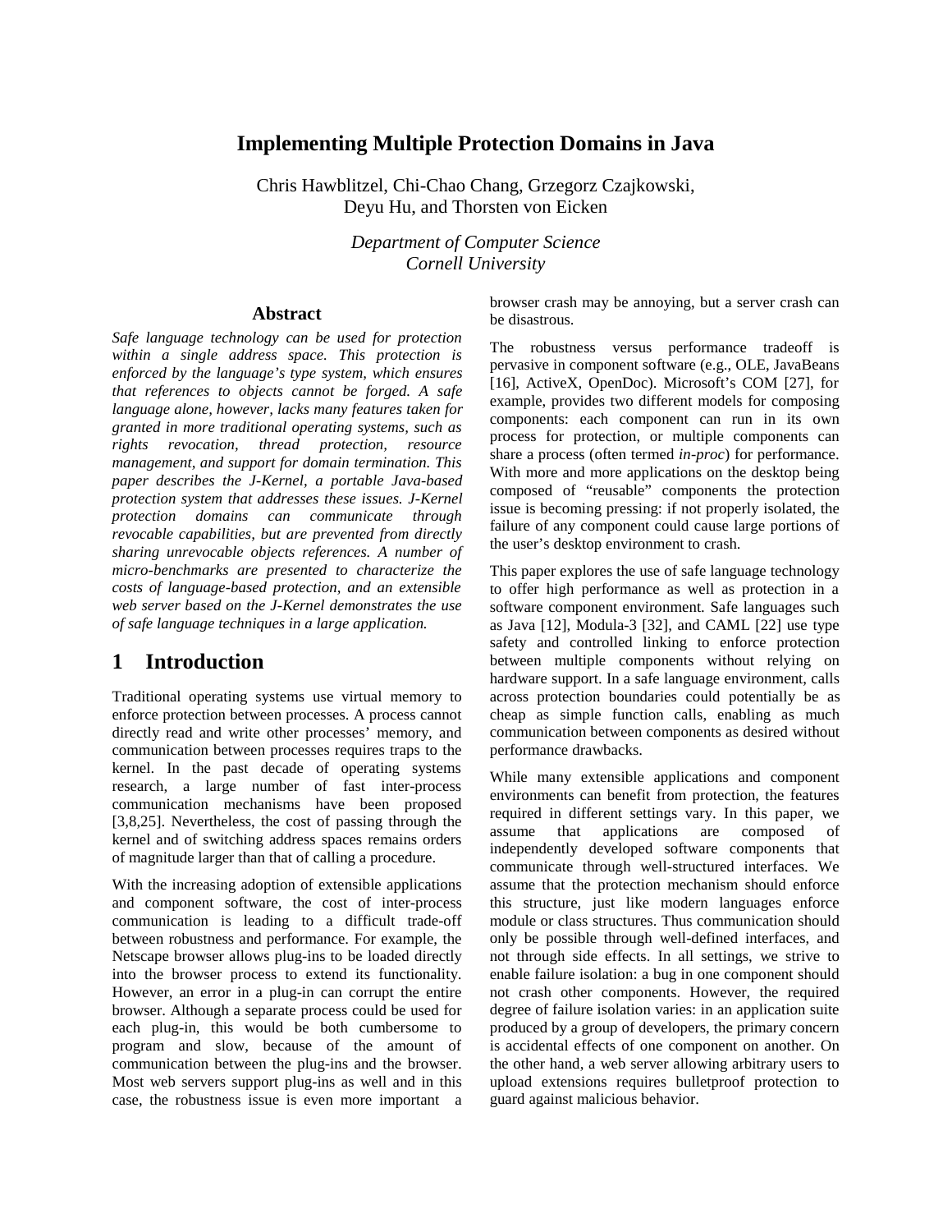# Implementing Multiple Protection Domains in Java

Chris Hawblitzel, Chi-Chao Chang, Grzegorz Czajkowski, Deyu Hu, and Thorsten von Eicken

*Department of Computer Science*
*Cornell University*

## Abstract

*Safe language technology can be used for protection within a single address space. This protection is enforced by the language's type system, which ensures that references to objects cannot be forged. A safe language alone, however, lacks many features taken for granted in more traditional operating systems, such as rights revocation, thread protection, resource management, and support for domain termination. This paper describes the J-Kernel, a portable Java-based protection system that addresses these issues. J-Kernel protection domains can communicate through revocable capabilities, but are prevented from directly sharing unrevocable objects references. A number of micro-benchmarks are presented to characterize the costs of language-based protection, and an extensible web server based on the J-Kernel demonstrates the use of safe language techniques in a large application.*

## 1 Introduction

Traditional operating systems use virtual memory to enforce protection between processes. A process cannot directly read and write other processes' memory, and communication between processes requires traps to the kernel. In the past decade of operating systems research, a large number of fast inter-process communication mechanisms have been proposed [3,8,25]. Nevertheless, the cost of passing through the kernel and of switching address spaces remains orders of magnitude larger than that of calling a procedure.

With the increasing adoption of extensible applications and component software, the cost of inter-process communication is leading to a difficult trade-off between robustness and performance. For example, the Netscape browser allows plug-ins to be loaded directly into the browser process to extend its functionality. However, an error in a plug-in can corrupt the entire browser. Although a separate process could be used for each plug-in, this would be both cumbersome to program and slow, because of the amount of communication between the plug-ins and the browser. Most web servers support plug-ins as well and in this case, the robustness issue is even more important a browser crash may be annoying, but a server crash can be disastrous.

The robustness versus performance tradeoff is pervasive in component software (e.g., OLE, JavaBeans [16], ActiveX, OpenDoc). Microsoft's COM [27], for example, provides two different models for composing components: each component can run in its own process for protection, or multiple components can share a process (often termed *in-proc*) for performance. With more and more applications on the desktop being composed of "reusable" components the protection issue is becoming pressing: if not properly isolated, the failure of any component could cause large portions of the user's desktop environment to crash.

This paper explores the use of safe language technology to offer high performance as well as protection in a software component environment. Safe languages such as Java [12], Modula-3 [32], and CAML [22] use type safety and controlled linking to enforce protection between multiple components without relying on hardware support. In a safe language environment, calls across protection boundaries could potentially be as cheap as simple function calls, enabling as much communication between components as desired without performance drawbacks.

While many extensible applications and component environments can benefit from protection, the features required in different settings vary. In this paper, we assume that applications are composed of independently developed software components that communicate through well-structured interfaces. We assume that the protection mechanism should enforce this structure, just like modern languages enforce module or class structures. Thus communication should only be possible through well-defined interfaces, and not through side effects. In all settings, we strive to enable failure isolation: a bug in one component should not crash other components. However, the required degree of failure isolation varies: in an application suite produced by a group of developers, the primary concern is accidental effects of one component on another. On the other hand, a web server allowing arbitrary users to upload extensions requires bulletproof protection to guard against malicious behavior.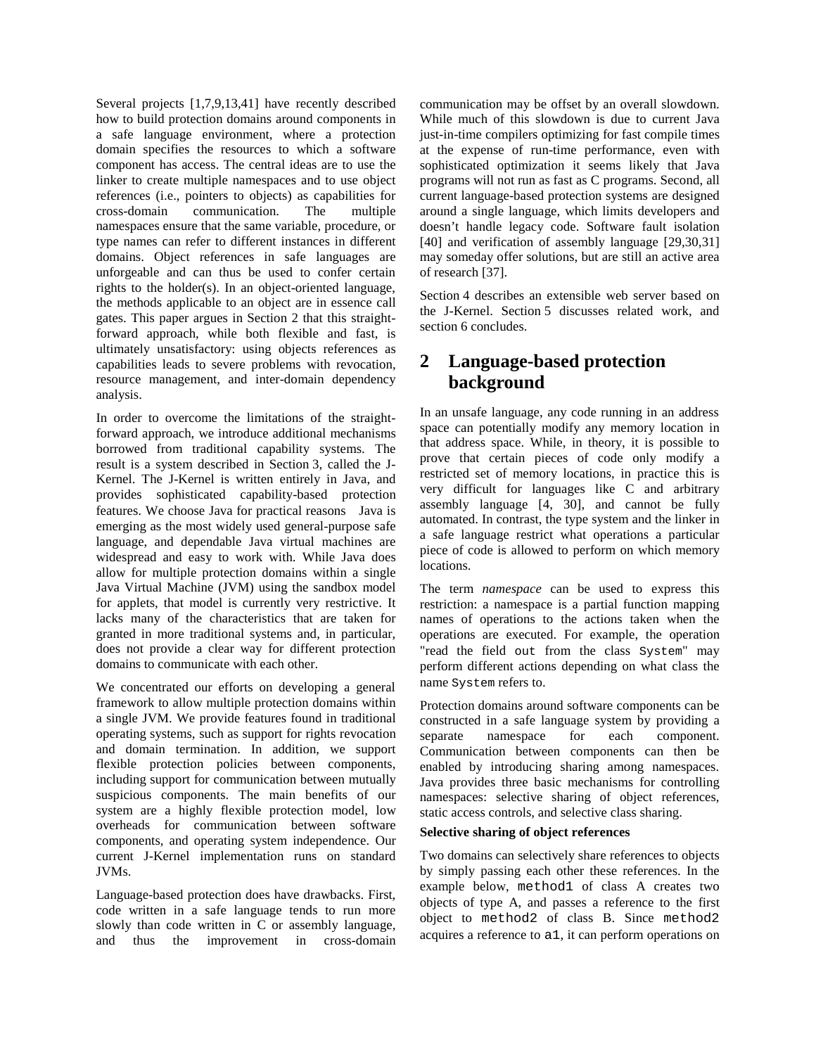Several projects [1,7,9,13,41] have recently described how to build protection domains around components in a safe language environment, where a protection domain specifies the resources to which a software component has access. The central ideas are to use the linker to create multiple namespaces and to use object references (i.e., pointers to objects) as capabilities for cross-domain communication. The multiple namespaces ensure that the same variable, procedure, or type names can refer to different instances in different domains. Object references in safe languages are unforgeable and can thus be used to confer certain rights to the holder(s). In an object-oriented language, the methods applicable to an object are in essence call gates. This paper argues in Section 2 that this straight-forward approach, while both flexible and fast, is ultimately unsatisfactory: using objects references as capabilities leads to severe problems with revocation, resource management, and inter-domain dependency analysis.

In order to overcome the limitations of the straight-forward approach, we introduce additional mechanisms borrowed from traditional capability systems. The result is a system described in Section 3, called the J-Kernel. The J-Kernel is written entirely in Java, and provides sophisticated capability-based protection features. We choose Java for practical reasons Java is emerging as the most widely used general-purpose safe language, and dependable Java virtual machines are widespread and easy to work with. While Java does allow for multiple protection domains within a single Java Virtual Machine (JVM) using the sandbox model for applets, that model is currently very restrictive. It lacks many of the characteristics that are taken for granted in more traditional systems and, in particular, does not provide a clear way for different protection domains to communicate with each other.

We concentrated our efforts on developing a general framework to allow multiple protection domains within a single JVM. We provide features found in traditional operating systems, such as support for rights revocation and domain termination. In addition, we support flexible protection policies between components, including support for communication between mutually suspicious components. The main benefits of our system are a highly flexible protection model, low overheads for communication between software components, and operating system independence. Our current J-Kernel implementation runs on standard JVMs.

Language-based protection does have drawbacks. First, code written in a safe language tends to run more slowly than code written in C or assembly language, and thus the improvement in cross-domain communication may be offset by an overall slowdown. While much of this slowdown is due to current Java just-in-time compilers optimizing for fast compile times at the expense of run-time performance, even with sophisticated optimization it seems likely that Java programs will not run as fast as C programs. Second, all current language-based protection systems are designed around a single language, which limits developers and doesn't handle legacy code. Software fault isolation [40] and verification of assembly language [29,30,31] may someday offer solutions, but are still an active area of research [37].

Section 4 describes an extensible web server based on the J-Kernel. Section 5 discusses related work, and section 6 concludes.

## 2 Language-based protection background

In an unsafe language, any code running in an address space can potentially modify any memory location in that address space. While, in theory, it is possible to prove that certain pieces of code only modify a restricted set of memory locations, in practice this is very difficult for languages like C and arbitrary assembly language [4, 30], and cannot be fully automated. In contrast, the type system and the linker in a safe language restrict what operations a particular piece of code is allowed to perform on which memory locations.

The term *namespace* can be used to express this restriction: a namespace is a partial function mapping names of operations to the actions taken when the operations are executed. For example, the operation "read the field `out` from the class `System`" may perform different actions depending on what class the name `System` refers to.

Protection domains around software components can be constructed in a safe language system by providing a separate namespace for each component. Communication between components can then be enabled by introducing sharing among namespaces. Java provides three basic mechanisms for controlling namespaces: selective sharing of object references, static access controls, and selective class sharing.

**Selective sharing of object references**

Two domains can selectively share references to objects by simply passing each other these references. In the example below, `method1` of class A creates two objects of type A, and passes a reference to the first object to `method2` of class B. Since `method2` acquires a reference to `a1`, it can perform operations on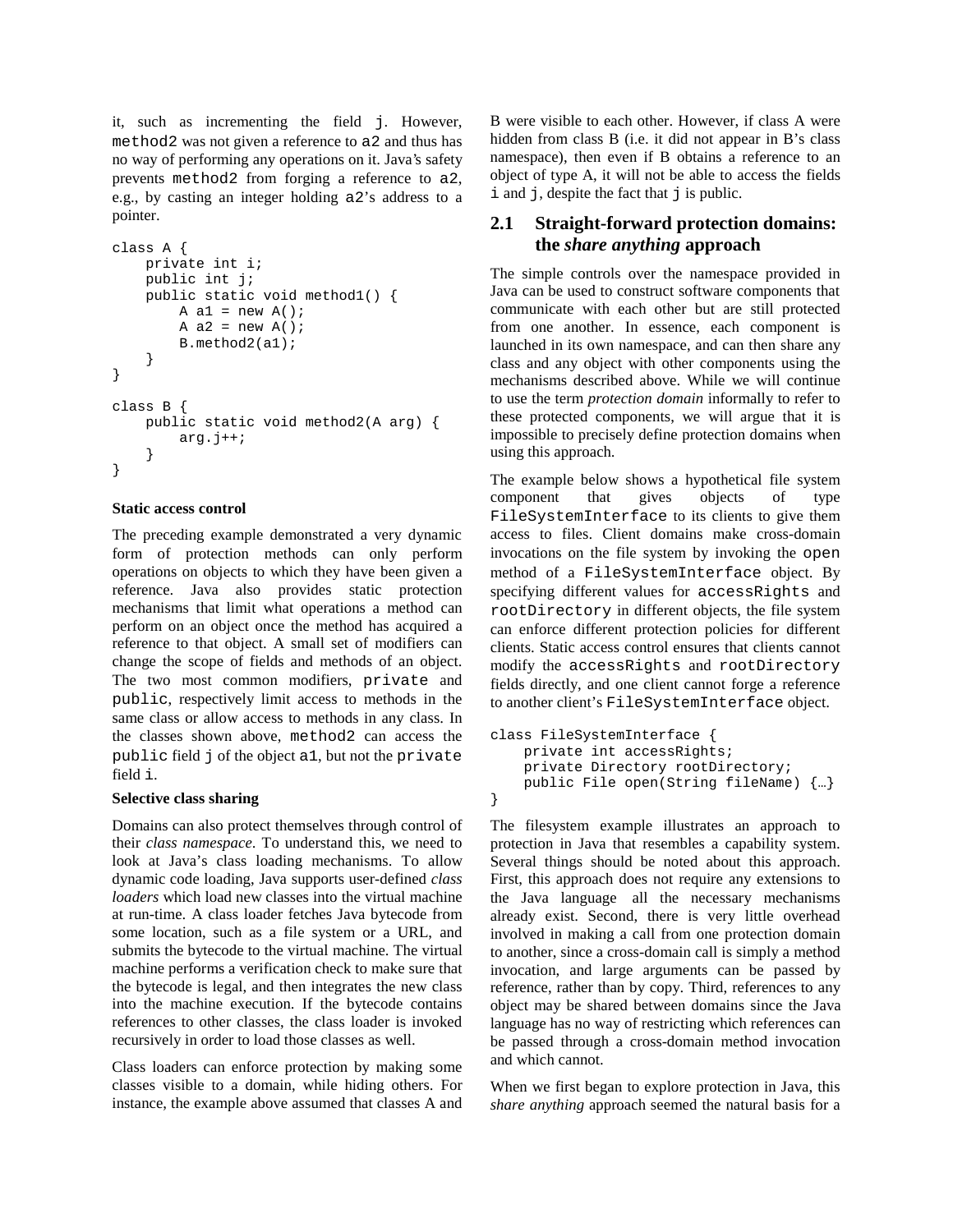it, such as incrementing the field j. However, method2 was not given a reference to a2 and thus has no way of performing any operations on it. Java's safety prevents method2 from forging a reference to a2, e.g., by casting an integer holding a2's address to a pointer.

```
class A {
    private int i;
    public int j;
    public static void method1() {
        A a1 = new A();
        A a2 = new A();
        B.method2(a1);
    }
}

class B {
    public static void method2(A arg) {
        arg.j++;
    }
}
```

**Static access control**

The preceding example demonstrated a very dynamic form of protection methods can only perform operations on objects to which they have been given a reference. Java also provides static protection mechanisms that limit what operations a method can perform on an object once the method has acquired a reference to that object. A small set of modifiers can change the scope of fields and methods of an object. The two most common modifiers, private and public, respectively limit access to methods in the same class or allow access to methods in any class. In the classes shown above, method2 can access the public field j of the object a1, but not the private field i.

**Selective class sharing**

Domains can also protect themselves through control of their *class namespace*. To understand this, we need to look at Java's class loading mechanisms. To allow dynamic code loading, Java supports user-defined *class loaders* which load new classes into the virtual machine at run-time. A class loader fetches Java bytecode from some location, such as a file system or a URL, and submits the bytecode to the virtual machine. The virtual machine performs a verification check to make sure that the bytecode is legal, and then integrates the new class into the machine execution. If the bytecode contains references to other classes, the class loader is invoked recursively in order to load those classes as well.

Class loaders can enforce protection by making some classes visible to a domain, while hiding others. For instance, the example above assumed that classes A and B were visible to each other. However, if class A were hidden from class B (i.e. it did not appear in B's class namespace), then even if B obtains a reference to an object of type A, it will not be able to access the fields i and j, despite the fact that j is public.

## 2.1 Straight-forward protection domains: the *share anything* approach

The simple controls over the namespace provided in Java can be used to construct software components that communicate with each other but are still protected from one another. In essence, each component is launched in its own namespace, and can then share any class and any object with other components using the mechanisms described above. While we will continue to use the term *protection domain* informally to refer to these protected components, we will argue that it is impossible to precisely define protection domains when using this approach.

The example below shows a hypothetical file system component that gives objects of type FileSystemInterface to its clients to give them access to files. Client domains make cross-domain invocations on the file system by invoking the open method of a FileSystemInterface object. By specifying different values for accessRights and rootDirectory in different objects, the file system can enforce different protection policies for different clients. Static access control ensures that clients cannot modify the accessRights and rootDirectory fields directly, and one client cannot forge a reference to another client's FileSystemInterface object.

```
class FileSystemInterface {
    private int accessRights;
    private Directory rootDirectory;
    public File open(String fileName) {…}
}
```

The filesystem example illustrates an approach to protection in Java that resembles a capability system. Several things should be noted about this approach. First, this approach does not require any extensions to the Java language all the necessary mechanisms already exist. Second, there is very little overhead involved in making a call from one protection domain to another, since a cross-domain call is simply a method invocation, and large arguments can be passed by reference, rather than by copy. Third, references to any object may be shared between domains since the Java language has no way of restricting which references can be passed through a cross-domain method invocation and which cannot.

When we first began to explore protection in Java, this *share anything* approach seemed the natural basis for a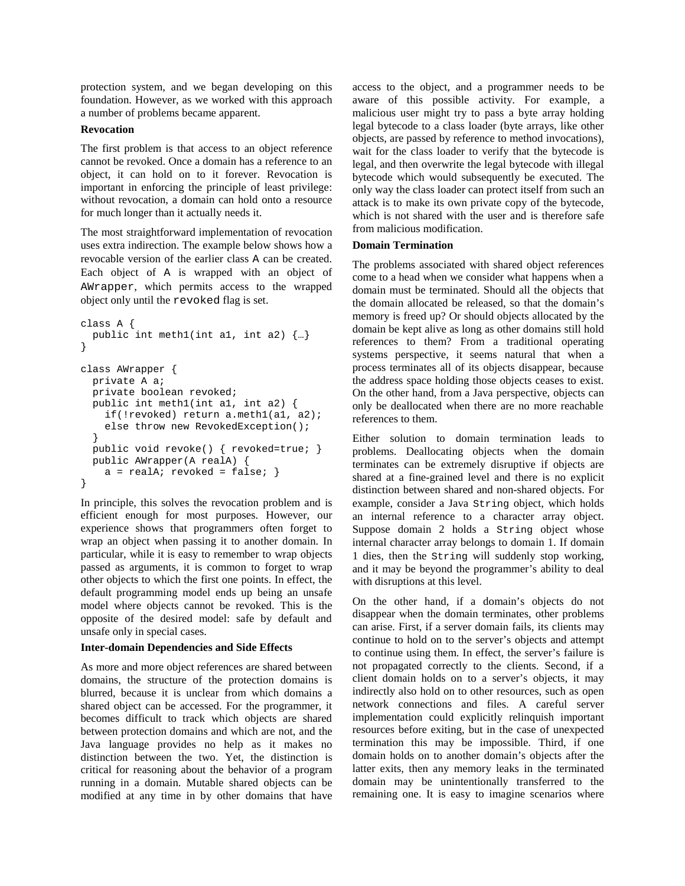protection system, and we began developing on this foundation. However, as we worked with this approach a number of problems became apparent.

**Revocation**

The first problem is that access to an object reference cannot be revoked. Once a domain has a reference to an object, it can hold on to it forever. Revocation is important in enforcing the principle of least privilege: without revocation, a domain can hold onto a resource for much longer than it actually needs it.

The most straightforward implementation of revocation uses extra indirection. The example below shows how a revocable version of the earlier class `A` can be created. Each object of `A` is wrapped with an object of `AWrapper`, which permits access to the wrapped object only until the `revoked` flag is set.

```
class A {
  public int meth1(int a1, int a2) {…}
}

class AWrapper {
  private A a;
  private boolean revoked;
  public int meth1(int a1, int a2) {
    if(!revoked) return a.meth1(a1, a2);
    else throw new RevokedException();
  }
  public void revoke() { revoked=true; }
  public AWrapper(A realA) {
    a = realA; revoked = false; }
}
```

In principle, this solves the revocation problem and is efficient enough for most purposes. However, our experience shows that programmers often forget to wrap an object when passing it to another domain. In particular, while it is easy to remember to wrap objects passed as arguments, it is common to forget to wrap other objects to which the first one points. In effect, the default programming model ends up being an unsafe model where objects cannot be revoked. This is the opposite of the desired model: safe by default and unsafe only in special cases.

**Inter-domain Dependencies and Side Effects**

As more and more object references are shared between domains, the structure of the protection domains is blurred, because it is unclear from which domains a shared object can be accessed. For the programmer, it becomes difficult to track which objects are shared between protection domains and which are not, and the Java language provides no help as it makes no distinction between the two. Yet, the distinction is critical for reasoning about the behavior of a program running in a domain. Mutable shared objects can be modified at any time in by other domains that have access to the object, and a programmer needs to be aware of this possible activity. For example, a malicious user might try to pass a byte array holding legal bytecode to a class loader (byte arrays, like other objects, are passed by reference to method invocations), wait for the class loader to verify that the bytecode is legal, and then overwrite the legal bytecode with illegal bytecode which would subsequently be executed. The only way the class loader can protect itself from such an attack is to make its own private copy of the bytecode, which is not shared with the user and is therefore safe from malicious modification.

**Domain Termination**

The problems associated with shared object references come to a head when we consider what happens when a domain must be terminated. Should all the objects that the domain allocated be released, so that the domain's memory is freed up? Or should objects allocated by the domain be kept alive as long as other domains still hold references to them? From a traditional operating systems perspective, it seems natural that when a process terminates all of its objects disappear, because the address space holding those objects ceases to exist. On the other hand, from a Java perspective, objects can only be deallocated when there are no more reachable references to them.

Either solution to domain termination leads to problems. Deallocating objects when the domain terminates can be extremely disruptive if objects are shared at a fine-grained level and there is no explicit distinction between shared and non-shared objects. For example, consider a Java `String` object, which holds an internal reference to a character array object. Suppose domain 2 holds a `String` object whose internal character array belongs to domain 1. If domain 1 dies, then the `String` will suddenly stop working, and it may be beyond the programmer's ability to deal with disruptions at this level.

On the other hand, if a domain's objects do not disappear when the domain terminates, other problems can arise. First, if a server domain fails, its clients may continue to hold on to the server's objects and attempt to continue using them. In effect, the server's failure is not propagated correctly to the clients. Second, if a client domain holds on to a server's objects, it may indirectly also hold on to other resources, such as open network connections and files. A careful server implementation could explicitly relinquish important resources before exiting, but in the case of unexpected termination this may be impossible. Third, if one domain holds on to another domain's objects after the latter exits, then any memory leaks in the terminated domain may be unintentionally transferred to the remaining one. It is easy to imagine scenarios where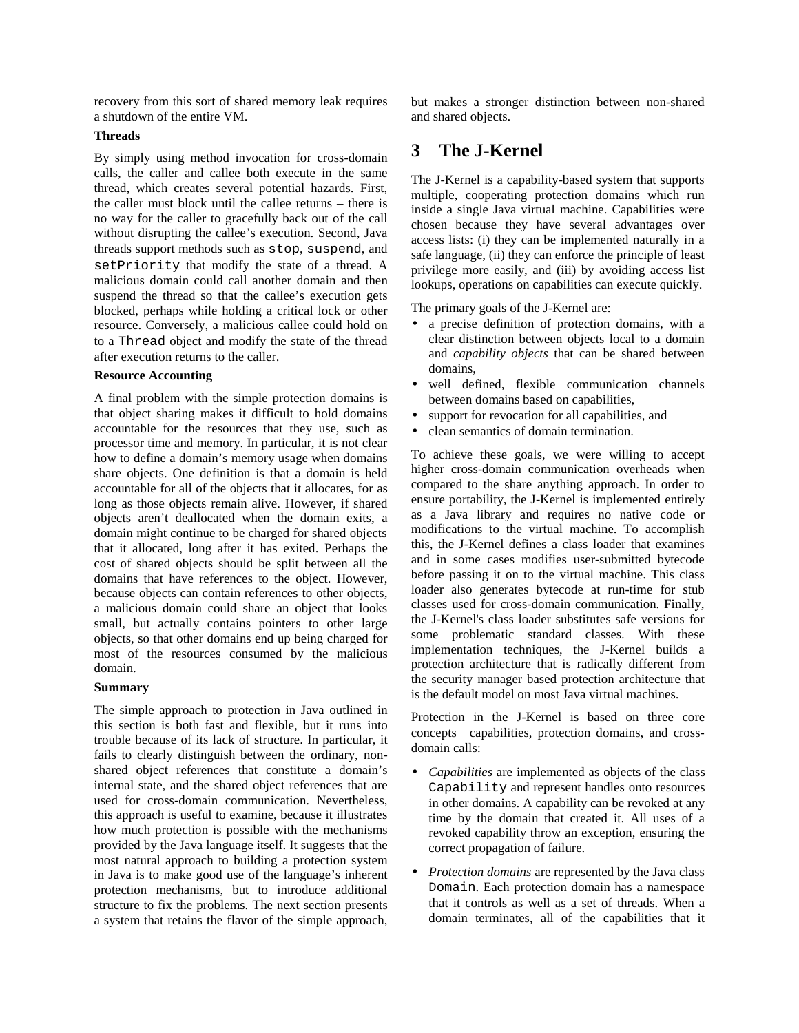recovery from this sort of shared memory leak requires a shutdown of the entire VM.

**Threads**

By simply using method invocation for cross-domain calls, the caller and callee both execute in the same thread, which creates several potential hazards. First, the caller must block until the callee returns – there is no way for the caller to gracefully back out of the call without disrupting the callee's execution. Second, Java threads support methods such as `stop`, `suspend`, and `setPriority` that modify the state of a thread. A malicious domain could call another domain and then suspend the thread so that the callee's execution gets blocked, perhaps while holding a critical lock or other resource. Conversely, a malicious callee could hold on to a `Thread` object and modify the state of the thread after execution returns to the caller.

**Resource Accounting**

A final problem with the simple protection domains is that object sharing makes it difficult to hold domains accountable for the resources that they use, such as processor time and memory. In particular, it is not clear how to define a domain's memory usage when domains share objects. One definition is that a domain is held accountable for all of the objects that it allocates, for as long as those objects remain alive. However, if shared objects aren't deallocated when the domain exits, a domain might continue to be charged for shared objects that it allocated, long after it has exited. Perhaps the cost of shared objects should be split between all the domains that have references to the object. However, because objects can contain references to other objects, a malicious domain could share an object that looks small, but actually contains pointers to other large objects, so that other domains end up being charged for most of the resources consumed by the malicious domain.

**Summary**

The simple approach to protection in Java outlined in this section is both fast and flexible, but it runs into trouble because of its lack of structure. In particular, it fails to clearly distinguish between the ordinary, non-shared object references that constitute a domain's internal state, and the shared object references that are used for cross-domain communication. Nevertheless, this approach is useful to examine, because it illustrates how much protection is possible with the mechanisms provided by the Java language itself. It suggests that the most natural approach to building a protection system in Java is to make good use of the language's inherent protection mechanisms, but to introduce additional structure to fix the problems. The next section presents a system that retains the flavor of the simple approach, but makes a stronger distinction between non-shared and shared objects.

# 3 The J-Kernel

The J-Kernel is a capability-based system that supports multiple, cooperating protection domains which run inside a single Java virtual machine. Capabilities were chosen because they have several advantages over access lists: (i) they can be implemented naturally in a safe language, (ii) they can enforce the principle of least privilege more easily, and (iii) by avoiding access list lookups, operations on capabilities can execute quickly.

The primary goals of the J-Kernel are:

- a precise definition of protection domains, with a clear distinction between objects local to a domain and *capability objects* that can be shared between domains,
- well defined, flexible communication channels between domains based on capabilities,
- support for revocation for all capabilities, and
- clean semantics of domain termination.

To achieve these goals, we were willing to accept higher cross-domain communication overheads when compared to the share anything approach. In order to ensure portability, the J-Kernel is implemented entirely as a Java library and requires no native code or modifications to the virtual machine. To accomplish this, the J-Kernel defines a class loader that examines and in some cases modifies user-submitted bytecode before passing it on to the virtual machine. This class loader also generates bytecode at run-time for stub classes used for cross-domain communication. Finally, the J-Kernel's class loader substitutes safe versions for some problematic standard classes. With these implementation techniques, the J-Kernel builds a protection architecture that is radically different from the security manager based protection architecture that is the default model on most Java virtual machines.

Protection in the J-Kernel is based on three core concepts capabilities, protection domains, and cross-domain calls:

- *Capabilities* are implemented as objects of the class `Capability` and represent handles onto resources in other domains. A capability can be revoked at any time by the domain that created it. All uses of a revoked capability throw an exception, ensuring the correct propagation of failure.
- *Protection domains* are represented by the Java class `Domain`. Each protection domain has a namespace that it controls as well as a set of threads. When a domain terminates, all of the capabilities that it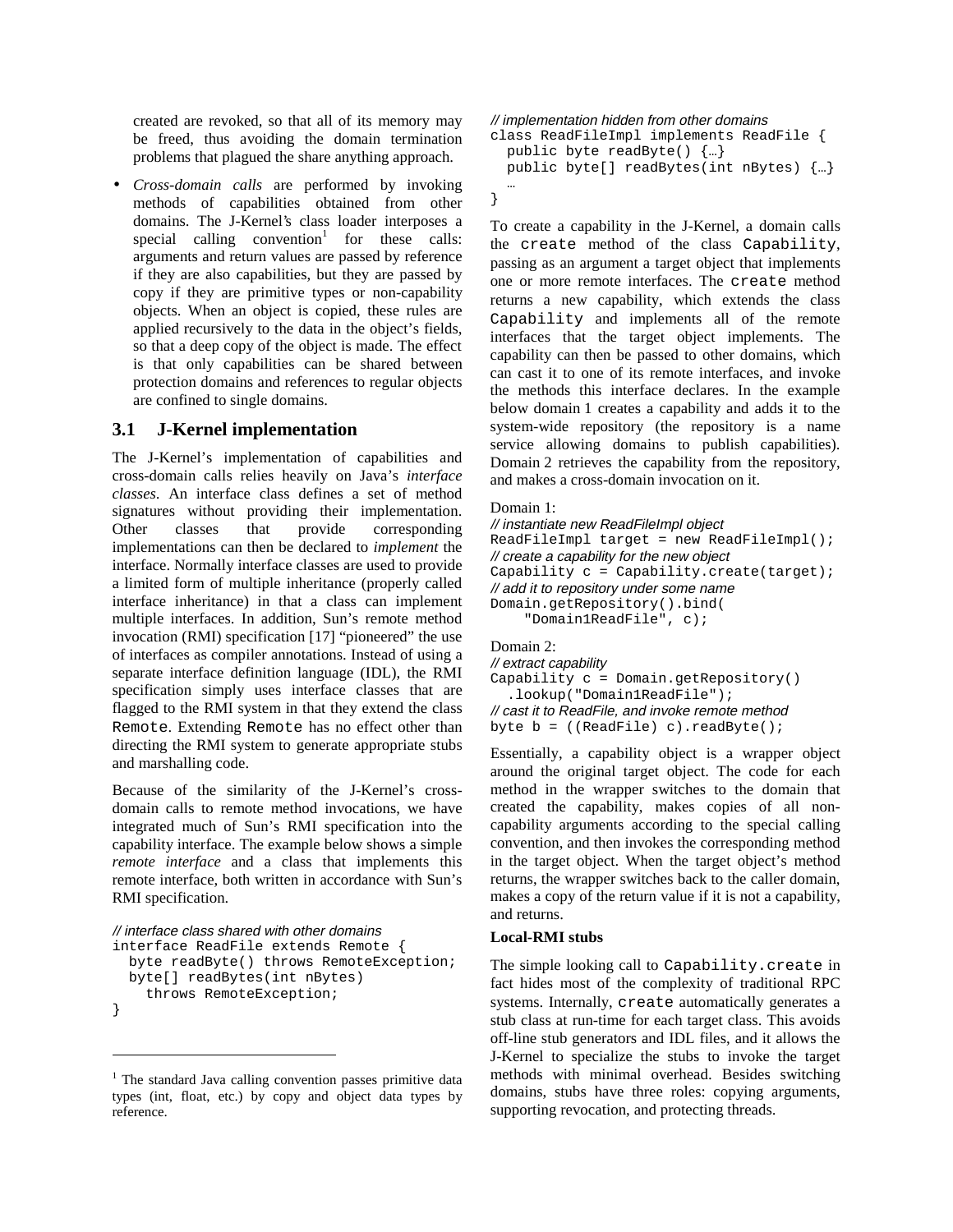created are revoked, so that all of its memory may be freed, thus avoiding the domain termination problems that plagued the share anything approach.

- *Cross-domain calls* are performed by invoking methods of capabilities obtained from other domains. The J-Kernel's class loader interposes a special calling convention[1] for these calls: arguments and return values are passed by reference if they are also capabilities, but they are passed by copy if they are primitive types or non-capability objects. When an object is copied, these rules are applied recursively to the data in the object's fields, so that a deep copy of the object is made. The effect is that only capabilities can be shared between protection domains and references to regular objects are confined to single domains.

## 3.1 J-Kernel implementation

The J-Kernel's implementation of capabilities and cross-domain calls relies heavily on Java's *interface classes*. An interface class defines a set of method signatures without providing their implementation. Other classes that provide corresponding implementations can then be declared to *implement* the interface. Normally interface classes are used to provide a limited form of multiple inheritance (properly called interface inheritance) in that a class can implement multiple interfaces. In addition, Sun's remote method invocation (RMI) specification [17] "pioneered" the use of interfaces as compiler annotations. Instead of using a separate interface definition language (IDL), the RMI specification simply uses interface classes that are flagged to the RMI system in that they extend the class `Remote`. Extending `Remote` has no effect other than directing the RMI system to generate appropriate stubs and marshalling code.

Because of the similarity of the J-Kernel's cross-domain calls to remote method invocations, we have integrated much of Sun's RMI specification into the capability interface. The example below shows a simple *remote interface* and a class that implements this remote interface, both written in accordance with Sun's RMI specification.

```
// interface class shared with other domains
interface ReadFile extends Remote {
  byte readByte() throws RemoteException;
  byte[] readBytes(int nBytes)
    throws RemoteException;
}
```

```
// implementation hidden from other domains
class ReadFileImpl implements ReadFile {
  public byte readByte() {…}
  public byte[] readBytes(int nBytes) {…}
  …
}
```

To create a capability in the J-Kernel, a domain calls the `create` method of the class `Capability`, passing as an argument a target object that implements one or more remote interfaces. The `create` method returns a new capability, which extends the class `Capability` and implements all of the remote interfaces that the target object implements. The capability can then be passed to other domains, which can cast it to one of its remote interfaces, and invoke the methods this interface declares. In the example below domain 1 creates a capability and adds it to the system-wide repository (the repository is a name service allowing domains to publish capabilities). Domain 2 retrieves the capability from the repository, and makes a cross-domain invocation on it.

Domain 1:

```
// instantiate new ReadFileImpl object
ReadFileImpl target = new ReadFileImpl();
// create a capability for the new object
Capability c = Capability.create(target);
// add it to repository under some name
Domain.getRepository().bind(
    "Domain1ReadFile", c);
```

Domain 2:

```
// extract capability
Capability c = Domain.getRepository()
  .lookup("Domain1ReadFile");
// cast it to ReadFile, and invoke remote method
byte b = ((ReadFile) c).readByte();
```

Essentially, a capability object is a wrapper object around the original target object. The code for each method in the wrapper switches to the domain that created the capability, makes copies of all non-capability arguments according to the special calling convention, and then invokes the corresponding method in the target object. When the target object's method returns, the wrapper switches back to the caller domain, makes a copy of the return value if it is not a capability, and returns.

**Local-RMI stubs**

The simple looking call to `Capability.create` in fact hides most of the complexity of traditional RPC systems. Internally, `create` automatically generates a stub class at run-time for each target class. This avoids off-line stub generators and IDL files, and it allows the J-Kernel to specialize the stubs to invoke the target methods with minimal overhead. Besides switching domains, stubs have three roles: copying arguments, supporting revocation, and protecting threads.

---

[1] The standard Java calling convention passes primitive data types (int, float, etc.) by copy and object data types by reference.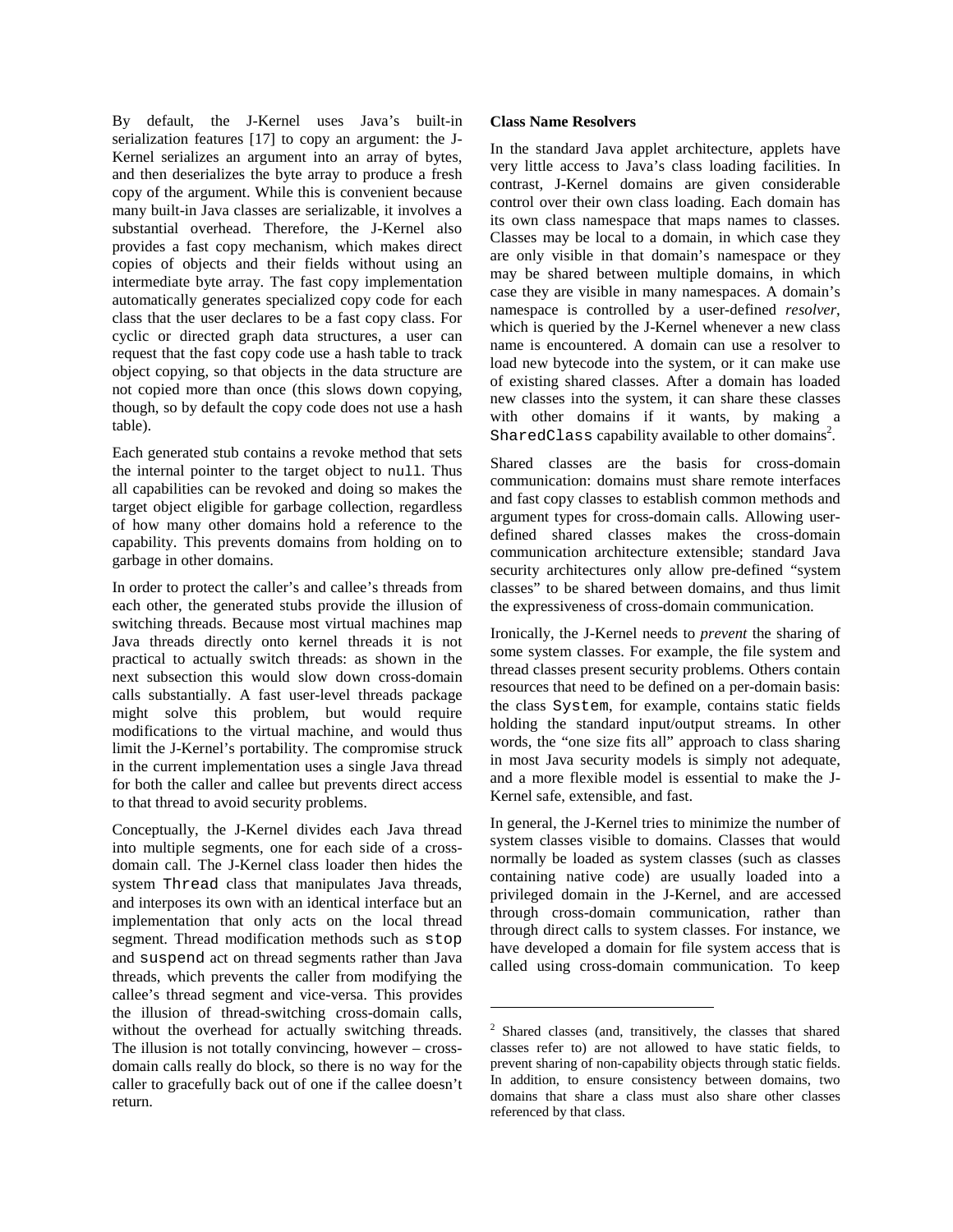By default, the J-Kernel uses Java's built-in serialization features [17] to copy an argument: the J-Kernel serializes an argument into an array of bytes, and then deserializes the byte array to produce a fresh copy of the argument. While this is convenient because many built-in Java classes are serializable, it involves a substantial overhead. Therefore, the J-Kernel also provides a fast copy mechanism, which makes direct copies of objects and their fields without using an intermediate byte array. The fast copy implementation automatically generates specialized copy code for each class that the user declares to be a fast copy class. For cyclic or directed graph data structures, a user can request that the fast copy code use a hash table to track object copying, so that objects in the data structure are not copied more than once (this slows down copying, though, so by default the copy code does not use a hash table).

Each generated stub contains a revoke method that sets the internal pointer to the target object to `null`. Thus all capabilities can be revoked and doing so makes the target object eligible for garbage collection, regardless of how many other domains hold a reference to the capability. This prevents domains from holding on to garbage in other domains.

In order to protect the caller's and callee's threads from each other, the generated stubs provide the illusion of switching threads. Because most virtual machines map Java threads directly onto kernel threads it is not practical to actually switch threads: as shown in the next subsection this would slow down cross-domain calls substantially. A fast user-level threads package might solve this problem, but would require modifications to the virtual machine, and would thus limit the J-Kernel's portability. The compromise struck in the current implementation uses a single Java thread for both the caller and callee but prevents direct access to that thread to avoid security problems.

Conceptually, the J-Kernel divides each Java thread into multiple segments, one for each side of a cross-domain call. The J-Kernel class loader then hides the system `Thread` class that manipulates Java threads, and interposes its own with an identical interface but an implementation that only acts on the local thread segment. Thread modification methods such as `stop` and `suspend` act on thread segments rather than Java threads, which prevents the caller from modifying the callee's thread segment and vice-versa. This provides the illusion of thread-switching cross-domain calls, without the overhead for actually switching threads. The illusion is not totally convincing, however – cross-domain calls really do block, so there is no way for the caller to gracefully back out of one if the callee doesn't return.

**Class Name Resolvers**

In the standard Java applet architecture, applets have very little access to Java's class loading facilities. In contrast, J-Kernel domains are given considerable control over their own class loading. Each domain has its own class namespace that maps names to classes. Classes may be local to a domain, in which case they are only visible in that domain's namespace or they may be shared between multiple domains, in which case they are visible in many namespaces. A domain's namespace is controlled by a user-defined *resolver*, which is queried by the J-Kernel whenever a new class name is encountered. A domain can use a resolver to load new bytecode into the system, or it can make use of existing shared classes. After a domain has loaded new classes into the system, it can share these classes with other domains if it wants, by making a `SharedClass` capability available to other domains[2].

Shared classes are the basis for cross-domain communication: domains must share remote interfaces and fast copy classes to establish common methods and argument types for cross-domain calls. Allowing user-defined shared classes makes the cross-domain communication architecture extensible; standard Java security architectures only allow pre-defined "system classes" to be shared between domains, and thus limit the expressiveness of cross-domain communication.

Ironically, the J-Kernel needs to *prevent* the sharing of some system classes. For example, the file system and thread classes present security problems. Others contain resources that need to be defined on a per-domain basis: the class `System`, for example, contains static fields holding the standard input/output streams. In other words, the "one size fits all" approach to class sharing in most Java security models is simply not adequate, and a more flexible model is essential to make the J-Kernel safe, extensible, and fast.

In general, the J-Kernel tries to minimize the number of system classes visible to domains. Classes that would normally be loaded as system classes (such as classes containing native code) are usually loaded into a privileged domain in the J-Kernel, and are accessed through cross-domain communication, rather than through direct calls to system classes. For instance, we have developed a domain for file system access that is called using cross-domain communication. To keep

---

[2] Shared classes (and, transitively, the classes that shared classes refer to) are not allowed to have static fields, to prevent sharing of non-capability objects through static fields. In addition, to ensure consistency between domains, two domains that share a class must also share other classes referenced by that class.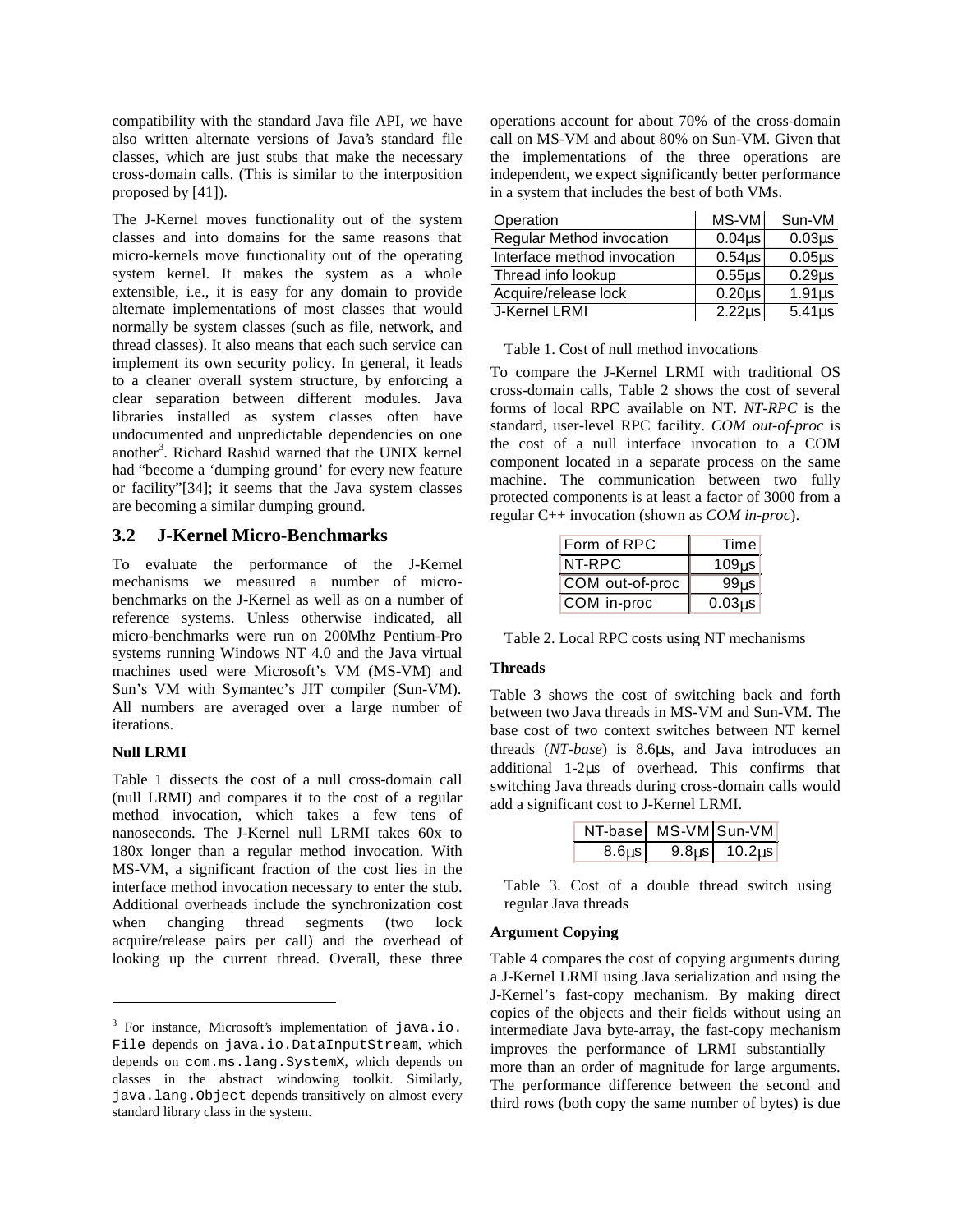compatibility with the standard Java file API, we have also written alternate versions of Java's standard file classes, which are just stubs that make the necessary cross-domain calls. (This is similar to the interposition proposed by [41]).

The J-Kernel moves functionality out of the system classes and into domains for the same reasons that micro-kernels move functionality out of the operating system kernel. It makes the system as a whole extensible, i.e., it is easy for any domain to provide alternate implementations of most classes that would normally be system classes (such as file, network, and thread classes). It also means that each such service can implement its own security policy. In general, it leads to a cleaner overall system structure, by enforcing a clear separation between different modules. Java libraries installed as system classes often have undocumented and unpredictable dependencies on one another[3]. Richard Rashid warned that the UNIX kernel had "become a 'dumping ground' for every new feature or facility"[34]; it seems that the Java system classes are becoming a similar dumping ground.

## 3.2 J-Kernel Micro-Benchmarks

To evaluate the performance of the J-Kernel mechanisms we measured a number of micro-benchmarks on the J-Kernel as well as on a number of reference systems. Unless otherwise indicated, all micro-benchmarks were run on 200Mhz Pentium-Pro systems running Windows NT 4.0 and the Java virtual machines used were Microsoft's VM (MS-VM) and Sun's VM with Symantec's JIT compiler (Sun-VM). All numbers are averaged over a large number of iterations.

**Null LRMI**

Table 1 dissects the cost of a null cross-domain call (null LRMI) and compares it to the cost of a regular method invocation, which takes a few tens of nanoseconds. The J-Kernel null LRMI takes 60x to 180x longer than a regular method invocation. With MS-VM, a significant fraction of the cost lies in the interface method invocation necessary to enter the stub. Additional overheads include the synchronization cost when changing thread segments (two lock acquire/release pairs per call) and the overhead of looking up the current thread. Overall, these three operations account for about 70% of the cross-domain call on MS-VM and about 80% on Sun-VM. Given that the implementations of the three operations are independent, we expect significantly better performance in a system that includes the best of both VMs.

| Operation | MS-VM | Sun-VM |
|---|---|---|
| Regular Method invocation | 0.04µs | 0.03µs |
| Interface method invocation | 0.54µs | 0.05µs |
| Thread info lookup | 0.55µs | 0.29µs |
| Acquire/release lock | 0.20µs | 1.91µs |
| J-Kernel LRMI | 2.22µs | 5.41µs |

Table 1. Cost of null method invocations

To compare the J-Kernel LRMI with traditional OS cross-domain calls, Table 2 shows the cost of several forms of local RPC available on NT. *NT-RPC* is the standard, user-level RPC facility. *COM out-of-proc* is the cost of a null interface invocation to a COM component located in a separate process on the same machine. The communication between two fully protected components is at least a factor of 3000 from a regular C++ invocation (shown as *COM in-proc*).

| Form of RPC | Time |
|---|---|
| NT-RPC | 109µs |
| COM out-of-proc | 99µs |
| COM in-proc | 0.03µs |

Table 2. Local RPC costs using NT mechanisms

**Threads**

Table 3 shows the cost of switching back and forth between two Java threads in MS-VM and Sun-VM. The base cost of two context switches between NT kernel threads (*NT-base*) is 8.6µs, and Java introduces an additional 1-2µs of overhead. This confirms that switching Java threads during cross-domain calls would add a significant cost to J-Kernel LRMI.

| NT-base | MS-VM | Sun-VM |
|---|---|---|
| 8.6µs | 9.8µs | 10.2µs |

Table 3. Cost of a double thread switch using regular Java threads

**Argument Copying**

Table 4 compares the cost of copying arguments during a J-Kernel LRMI using Java serialization and using the J-Kernel's fast-copy mechanism. By making direct copies of the objects and their fields without using an intermediate Java byte-array, the fast-copy mechanism improves the performance of LRMI substantially more than an order of magnitude for large arguments. The performance difference between the second and third rows (both copy the same number of bytes) is due

[3] For instance, Microsoft's implementation of `java.io.File` depends on `java.io.DataInputStream`, which depends on `com.ms.lang.SystemX`, which depends on classes in the abstract windowing toolkit. Similarly, `java.lang.Object` depends transitively on almost every standard library class in the system.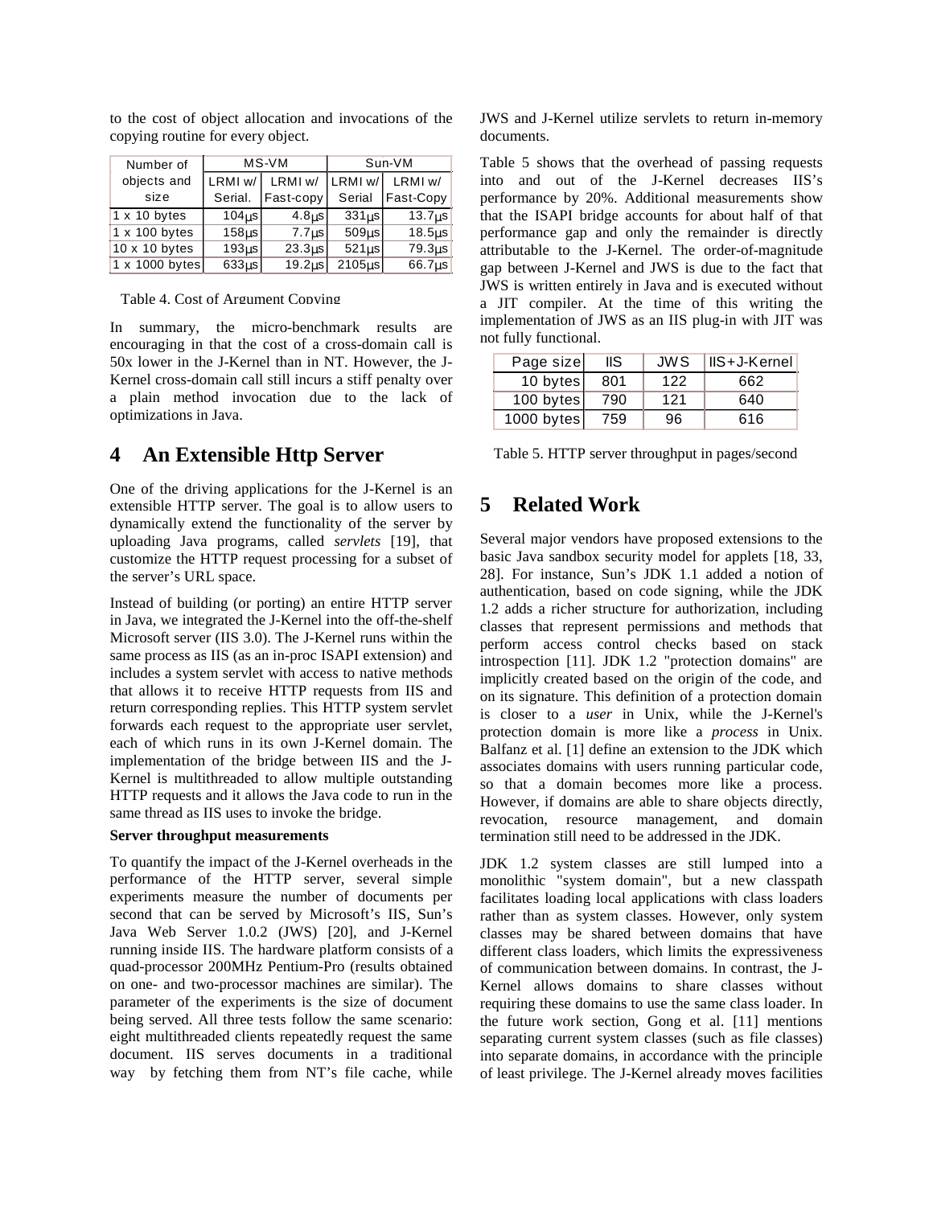to the cost of object allocation and invocations of the copying routine for every object.

| Number of objects and size | MS-VM | | Sun-VM | |
|---|---|---|---|---|
| | LRMI w/ Serial. | LRMI w/ Fast-copy | LRMI w/ Serial | LRMI w/ Fast-Copy |
| 1 x 10 bytes | 104μs | 4.8μs | 331μs | 13.7μs |
| 1 x 100 bytes | 158μs | 7.7μs | 509μs | 18.5μs |
| 10 x 10 bytes | 193μs | 23.3μs | 521μs | 79.3μs |
| 1 x 1000 bytes | 633μs | 19.2μs | 2105μs | 66.7μs |

Table 4. Cost of Argument Copying

In summary, the micro-benchmark results are encouraging in that the cost of a cross-domain call is 50x lower in the J-Kernel than in NT. However, the J-Kernel cross-domain call still incurs a stiff penalty over a plain method invocation due to the lack of optimizations in Java.

# 4 An Extensible Http Server

One of the driving applications for the J-Kernel is an extensible HTTP server. The goal is to allow users to dynamically extend the functionality of the server by uploading Java programs, called *servlets* [19], that customize the HTTP request processing for a subset of the server's URL space.

Instead of building (or porting) an entire HTTP server in Java, we integrated the J-Kernel into the off-the-shelf Microsoft server (IIS 3.0). The J-Kernel runs within the same process as IIS (as an in-proc ISAPI extension) and includes a system servlet with access to native methods that allows it to receive HTTP requests from IIS and return corresponding replies. This HTTP system servlet forwards each request to the appropriate user servlet, each of which runs in its own J-Kernel domain. The implementation of the bridge between IIS and the J-Kernel is multithreaded to allow multiple outstanding HTTP requests and it allows the Java code to run in the same thread as IIS uses to invoke the bridge.

**Server throughput measurements**

To quantify the impact of the J-Kernel overheads in the performance of the HTTP server, several simple experiments measure the number of documents per second that can be served by Microsoft's IIS, Sun's Java Web Server 1.0.2 (JWS) [20], and J-Kernel running inside IIS. The hardware platform consists of a quad-processor 200MHz Pentium-Pro (results obtained on one- and two-processor machines are similar). The parameter of the experiments is the size of document being served. All three tests follow the same scenario: eight multithreaded clients repeatedly request the same document. IIS serves documents in a traditional way by fetching them from NT's file cache, while JWS and J-Kernel utilize servlets to return in-memory documents.

Table 5 shows that the overhead of passing requests into and out of the J-Kernel decreases IIS's performance by 20%. Additional measurements show that the ISAPI bridge accounts for about half of that performance gap and only the remainder is directly attributable to the J-Kernel. The order-of-magnitude gap between J-Kernel and JWS is due to the fact that JWS is written entirely in Java and is executed without a JIT compiler. At the time of this writing the implementation of JWS as an IIS plug-in with JIT was not fully functional.

| Page size | IIS | JWS | IIS+J-Kernel |
|---|---|---|---|
| 10 bytes | 801 | 122 | 662 |
| 100 bytes | 790 | 121 | 640 |
| 1000 bytes | 759 | 96 | 616 |

Table 5. HTTP server throughput in pages/second

# 5 Related Work

Several major vendors have proposed extensions to the basic Java sandbox security model for applets [18, 33, 28]. For instance, Sun's JDK 1.1 added a notion of authentication, based on code signing, while the JDK 1.2 adds a richer structure for authorization, including classes that represent permissions and methods that perform access control checks based on stack introspection [11]. JDK 1.2 "protection domains" are implicitly created based on the origin of the code, and on its signature. This definition of a protection domain is closer to a *user* in Unix, while the J-Kernel's protection domain is more like a *process* in Unix. Balfanz et al. [1] define an extension to the JDK which associates domains with users running particular code, so that a domain becomes more like a process. However, if domains are able to share objects directly, revocation, resource management, and domain termination still need to be addressed in the JDK.

JDK 1.2 system classes are still lumped into a monolithic "system domain", but a new classpath facilitates loading local applications with class loaders rather than as system classes. However, only system classes may be shared between domains that have different class loaders, which limits the expressiveness of communication between domains. In contrast, the J-Kernel allows domains to share classes without requiring these domains to use the same class loader. In the future work section, Gong et al. [11] mentions separating current system classes (such as file classes) into separate domains, in accordance with the principle of least privilege. The J-Kernel already moves facilities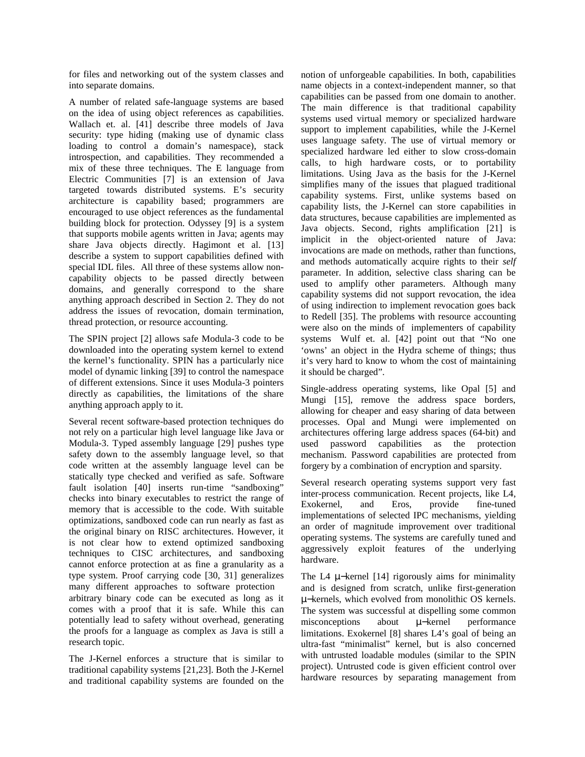for files and networking out of the system classes and into separate domains.

A number of related safe-language systems are based on the idea of using object references as capabilities. Wallach et. al. [41] describe three models of Java security: type hiding (making use of dynamic class loading to control a domain's namespace), stack introspection, and capabilities. They recommended a mix of these three techniques. The E language from Electric Communities [7] is an extension of Java targeted towards distributed systems. E's security architecture is capability based; programmers are encouraged to use object references as the fundamental building block for protection. Odyssey [9] is a system that supports mobile agents written in Java; agents may share Java objects directly. Hagimont et al. [13] describe a system to support capabilities defined with special IDL files. All three of these systems allow non-capability objects to be passed directly between domains, and generally correspond to the share anything approach described in Section 2. They do not address the issues of revocation, domain termination, thread protection, or resource accounting.

The SPIN project [2] allows safe Modula-3 code to be downloaded into the operating system kernel to extend the kernel's functionality. SPIN has a particularly nice model of dynamic linking [39] to control the namespace of different extensions. Since it uses Modula-3 pointers directly as capabilities, the limitations of the share anything approach apply to it.

Several recent software-based protection techniques do not rely on a particular high level language like Java or Modula-3. Typed assembly language [29] pushes type safety down to the assembly language level, so that code written at the assembly language level can be statically type checked and verified as safe. Software fault isolation [40] inserts run-time "sandboxing" checks into binary executables to restrict the range of memory that is accessible to the code. With suitable optimizations, sandboxed code can run nearly as fast as the original binary on RISC architectures. However, it is not clear how to extend optimized sandboxing techniques to CISC architectures, and sandboxing cannot enforce protection at as fine a granularity as a type system. Proof carrying code [30, 31] generalizes many different approaches to software protection arbitrary binary code can be executed as long as it comes with a proof that it is safe. While this can potentially lead to safety without overhead, generating the proofs for a language as complex as Java is still a research topic.

The J-Kernel enforces a structure that is similar to traditional capability systems [21,23]. Both the J-Kernel and traditional capability systems are founded on the notion of unforgeable capabilities. In both, capabilities name objects in a context-independent manner, so that capabilities can be passed from one domain to another. The main difference is that traditional capability systems used virtual memory or specialized hardware support to implement capabilities, while the J-Kernel uses language safety. The use of virtual memory or specialized hardware led either to slow cross-domain calls, to high hardware costs, or to portability limitations. Using Java as the basis for the J-Kernel simplifies many of the issues that plagued traditional capability systems. First, unlike systems based on capability lists, the J-Kernel can store capabilities in data structures, because capabilities are implemented as Java objects. Second, rights amplification [21] is implicit in the object-oriented nature of Java: invocations are made on methods, rather than functions, and methods automatically acquire rights to their *self* parameter. In addition, selective class sharing can be used to amplify other parameters. Although many capability systems did not support revocation, the idea of using indirection to implement revocation goes back to Redell [35]. The problems with resource accounting were also on the minds of implementers of capability systems Wulf et. al. [42] point out that "No one 'owns' an object in the Hydra scheme of things; thus it's very hard to know to whom the cost of maintaining it should be charged".

Single-address operating systems, like Opal [5] and Mungi [15], remove the address space borders, allowing for cheaper and easy sharing of data between processes. Opal and Mungi were implemented on architectures offering large address spaces (64-bit) and used password capabilities as the protection mechanism. Password capabilities are protected from forgery by a combination of encryption and sparsity.

Several research operating systems support very fast inter-process communication. Recent projects, like L4, Exokernel, and Eros, provide fine-tuned implementations of selected IPC mechanisms, yielding an order of magnitude improvement over traditional operating systems. The systems are carefully tuned and aggressively exploit features of the underlying hardware.

The L4 μ−kernel [14] rigorously aims for minimality and is designed from scratch, unlike first-generation μ−kernels, which evolved from monolithic OS kernels. The system was successful at dispelling some common misconceptions about μ−kernel performance limitations. Exokernel [8] shares L4's goal of being an ultra-fast "minimalist" kernel, but is also concerned with untrusted loadable modules (similar to the SPIN project). Untrusted code is given efficient control over hardware resources by separating management from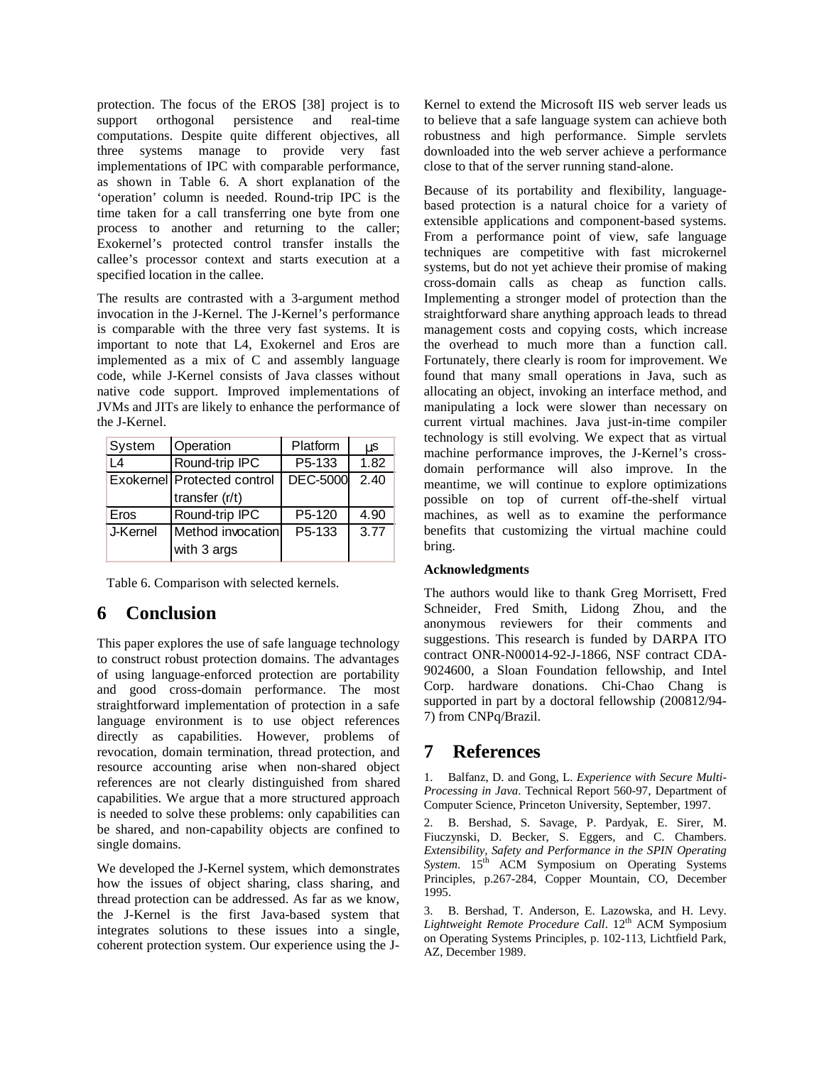protection. The focus of the EROS [38] project is to support orthogonal persistence and real-time computations. Despite quite different objectives, all three systems manage to provide very fast implementations of IPC with comparable performance, as shown in Table 6. A short explanation of the 'operation' column is needed. Round-trip IPC is the time taken for a call transferring one byte from one process to another and returning to the caller; Exokernel's protected control transfer installs the callee's processor context and starts execution at a specified location in the callee.

The results are contrasted with a 3-argument method invocation in the J-Kernel. The J-Kernel's performance is comparable with the three very fast systems. It is important to note that L4, Exokernel and Eros are implemented as a mix of C and assembly language code, while J-Kernel consists of Java classes without native code support. Improved implementations of JVMs and JITs are likely to enhance the performance of the J-Kernel.

| System | Operation | Platform | µs |
|---|---|---|---|
| L4 | Round-trip IPC | P5-133 | 1.82 |
| Exokernel | Protected control transfer (r/t) | DEC-5000 | 2.40 |
| Eros | Round-trip IPC | P5-120 | 4.90 |
| J-Kernel | Method invocation with 3 args | P5-133 | 3.77 |

Table 6. Comparison with selected kernels.

# 6 Conclusion

This paper explores the use of safe language technology to construct robust protection domains. The advantages of using language-enforced protection are portability and good cross-domain performance. The most straightforward implementation of protection in a safe language environment is to use object references directly as capabilities. However, problems of revocation, domain termination, thread protection, and resource accounting arise when non-shared object references are not clearly distinguished from shared capabilities. We argue that a more structured approach is needed to solve these problems: only capabilities can be shared, and non-capability objects are confined to single domains.

We developed the J-Kernel system, which demonstrates how the issues of object sharing, class sharing, and thread protection can be addressed. As far as we know, the J-Kernel is the first Java-based system that integrates solutions to these issues into a single, coherent protection system. Our experience using the J-Kernel to extend the Microsoft IIS web server leads us to believe that a safe language system can achieve both robustness and high performance. Simple servlets downloaded into the web server achieve a performance close to that of the server running stand-alone.

Because of its portability and flexibility, language-based protection is a natural choice for a variety of extensible applications and component-based systems. From a performance point of view, safe language techniques are competitive with fast microkernel systems, but do not yet achieve their promise of making cross-domain calls as cheap as function calls. Implementing a stronger model of protection than the straightforward share anything approach leads to thread management costs and copying costs, which increase the overhead to much more than a function call. Fortunately, there clearly is room for improvement. We found that many small operations in Java, such as allocating an object, invoking an interface method, and manipulating a lock were slower than necessary on current virtual machines. Java just-in-time compiler technology is still evolving. We expect that as virtual machine performance improves, the J-Kernel's cross-domain performance will also improve. In the meantime, we will continue to explore optimizations possible on top of current off-the-shelf virtual machines, as well as to examine the performance benefits that customizing the virtual machine could bring.

### Acknowledgments

The authors would like to thank Greg Morrisett, Fred Schneider, Fred Smith, Lidong Zhou, and the anonymous reviewers for their comments and suggestions. This research is funded by DARPA ITO contract ONR-N00014-92-J-1866, NSF contract CDA-9024600, a Sloan Foundation fellowship, and Intel Corp. hardware donations. Chi-Chao Chang is supported in part by a doctoral fellowship (200812/94-7) from CNPq/Brazil.

# 7 References

1. Balfanz, D. and Gong, L. *Experience with Secure Multi-Processing in Java*. Technical Report 560-97, Department of Computer Science, Princeton University, September, 1997.

2. B. Bershad, S. Savage, P. Pardyak, E. Sirer, M. Fiuczynski, D. Becker, S. Eggers, and C. Chambers. *Extensibility, Safety and Performance in the SPIN Operating System*. 15th ACM Symposium on Operating Systems Principles, p.267-284, Copper Mountain, CO, December 1995.

3. B. Bershad, T. Anderson, E. Lazowska, and H. Levy. *Lightweight Remote Procedure Call*. 12th ACM Symposium on Operating Systems Principles, p. 102-113, Lichtfield Park, AZ, December 1989.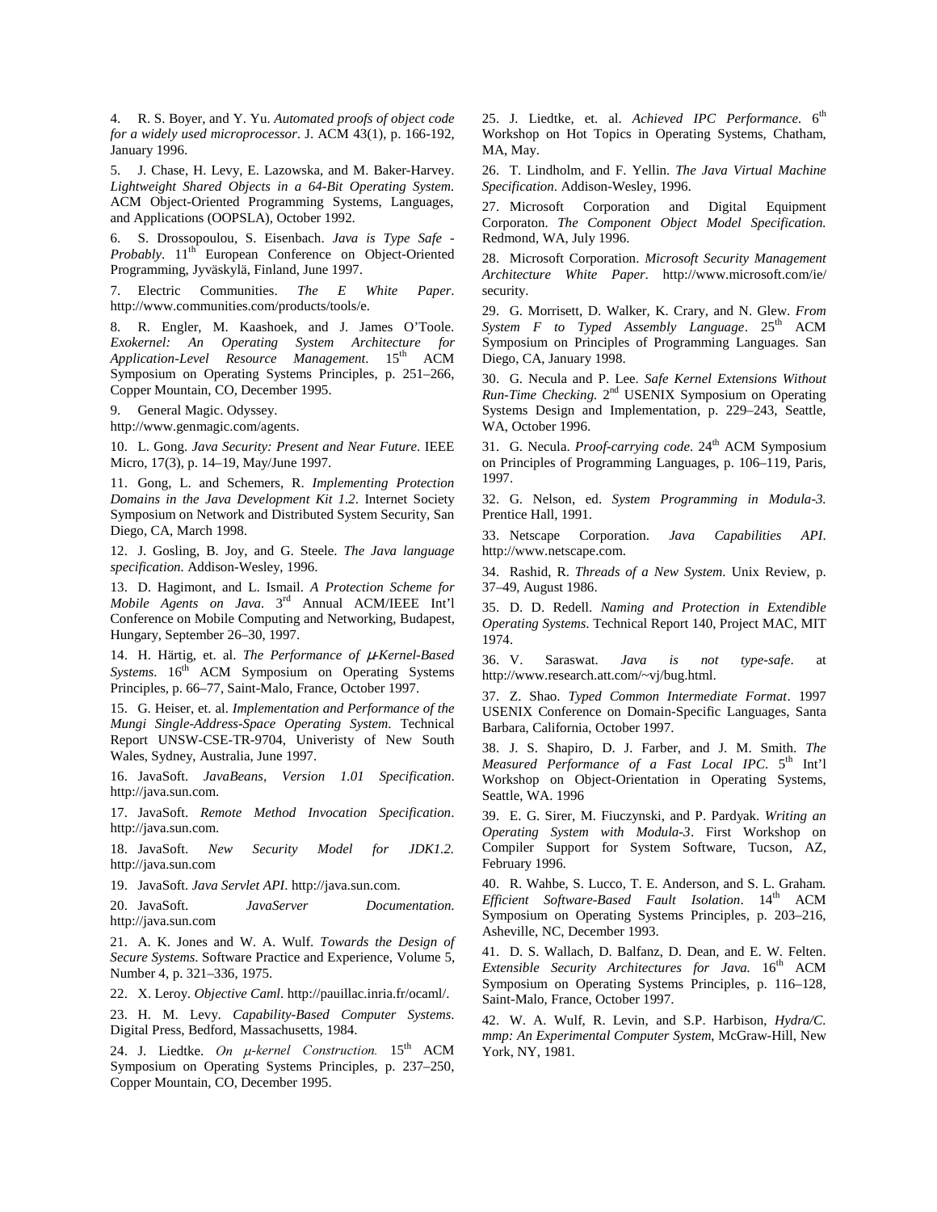4. R. S. Boyer, and Y. Yu. *Automated proofs of object code for a widely used microprocessor*. J. ACM 43(1), p. 166-192, January 1996.

5. J. Chase, H. Levy, E. Lazowska, and M. Baker-Harvey. *Lightweight Shared Objects in a 64-Bit Operating System*. ACM Object-Oriented Programming Systems, Languages, and Applications (OOPSLA), October 1992.

6. S. Drossopoulou, S. Eisenbach. *Java is Type Safe - Probably*. 11th European Conference on Object-Oriented Programming, Jyväskylä, Finland, June 1997.

7. Electric Communities. *The E White Paper*. http://www.communities.com/products/tools/e.

8. R. Engler, M. Kaashoek, and J. James O'Toole. *Exokernel: An Operating System Architecture for Application-Level Resource Management*. 15th ACM Symposium on Operating Systems Principles, p. 251–266, Copper Mountain, CO, December 1995.

9. General Magic. Odyssey. http://www.genmagic.com/agents.

10. L. Gong. *Java Security: Present and Near Future*. IEEE Micro, 17(3), p. 14–19, May/June 1997.

11. Gong, L. and Schemers, R. *Implementing Protection Domains in the Java Development Kit 1.2*. Internet Society Symposium on Network and Distributed System Security, San Diego, CA, March 1998.

12. J. Gosling, B. Joy, and G. Steele. *The Java language specification*. Addison-Wesley, 1996.

13. D. Hagimont, and L. Ismail. *A Protection Scheme for Mobile Agents on Java*. 3rd Annual ACM/IEEE Int'l Conference on Mobile Computing and Networking, Budapest, Hungary, September 26–30, 1997.

14. H. Härtig, et. al. *The Performance of μ-Kernel-Based Systems*. 16th ACM Symposium on Operating Systems Principles, p. 66–77, Saint-Malo, France, October 1997.

15. G. Heiser, et. al. *Implementation and Performance of the Mungi Single-Address-Space Operating System*. Technical Report UNSW-CSE-TR-9704, Univeristy of New South Wales, Sydney, Australia, June 1997.

16. JavaSoft. *JavaBeans, Version 1.01 Specification*. http://java.sun.com.

17. JavaSoft. *Remote Method Invocation Specification*. http://java.sun.com.

18. JavaSoft. *New Security Model for JDK1.2*. http://java.sun.com

19. JavaSoft. *Java Servlet API*. http://java.sun.com.

20. JavaSoft. *JavaServer Documentation*. http://java.sun.com

21. A. K. Jones and W. A. Wulf. *Towards the Design of Secure Systems*. Software Practice and Experience, Volume 5, Number 4, p. 321–336, 1975.

22. X. Leroy. *Objective Caml*. http://pauillac.inria.fr/ocaml/.

23. H. M. Levy. *Capability-Based Computer Systems*. Digital Press, Bedford, Massachusetts, 1984.

24. J. Liedtke. *On μ-kernel Construction*. 15th ACM Symposium on Operating Systems Principles, p. 237–250, Copper Mountain, CO, December 1995.

25. J. Liedtke, et. al. *Achieved IPC Performance*. 6th Workshop on Hot Topics in Operating Systems, Chatham, MA, May.

26. T. Lindholm, and F. Yellin. *The Java Virtual Machine Specification*. Addison-Wesley, 1996.

27. Microsoft Corporation and Digital Equipment Corporaton. *The Component Object Model Specification*. Redmond, WA, July 1996.

28. Microsoft Corporation. *Microsoft Security Management Architecture White Paper*. http://www.microsoft.com/ie/security.

29. G. Morrisett, D. Walker, K. Crary, and N. Glew. *From System F to Typed Assembly Language*. 25th ACM Symposium on Principles of Programming Languages. San Diego, CA, January 1998.

30. G. Necula and P. Lee. *Safe Kernel Extensions Without Run-Time Checking*. 2nd USENIX Symposium on Operating Systems Design and Implementation, p. 229–243, Seattle, WA, October 1996.

31. G. Necula. *Proof-carrying code*. 24th ACM Symposium on Principles of Programming Languages, p. 106–119, Paris, 1997.

32. G. Nelson, ed. *System Programming in Modula-3*. Prentice Hall, 1991.

33. Netscape Corporation. *Java Capabilities API*. http://www.netscape.com.

34. Rashid, R. *Threads of a New System*. Unix Review, p. 37–49, August 1986.

35. D. D. Redell. *Naming and Protection in Extendible Operating Systems*. Technical Report 140, Project MAC, MIT 1974.

36. V. Saraswat. *Java is not type-safe*. at http://www.research.att.com/~vj/bug.html.

37. Z. Shao. *Typed Common Intermediate Format*. 1997 USENIX Conference on Domain-Specific Languages, Santa Barbara, California, October 1997.

38. J. S. Shapiro, D. J. Farber, and J. M. Smith. *The Measured Performance of a Fast Local IPC*. 5th Int'l Workshop on Object-Orientation in Operating Systems, Seattle, WA. 1996

39. E. G. Sirer, M. Fiuczynski, and P. Pardyak. *Writing an Operating System with Modula-3*. First Workshop on Compiler Support for System Software, Tucson, AZ, February 1996.

40. R. Wahbe, S. Lucco, T. E. Anderson, and S. L. Graham. *Efficient Software-Based Fault Isolation*. 14th ACM Symposium on Operating Systems Principles, p. 203–216, Asheville, NC, December 1993.

41. D. S. Wallach, D. Balfanz, D. Dean, and E. W. Felten. *Extensible Security Architectures for Java*. 16th ACM Symposium on Operating Systems Principles, p. 116–128, Saint-Malo, France, October 1997.

42. W. A. Wulf, R. Levin, and S.P. Harbison, *Hydra/C.mmp: An Experimental Computer System*, McGraw-Hill, New York, NY, 1981.